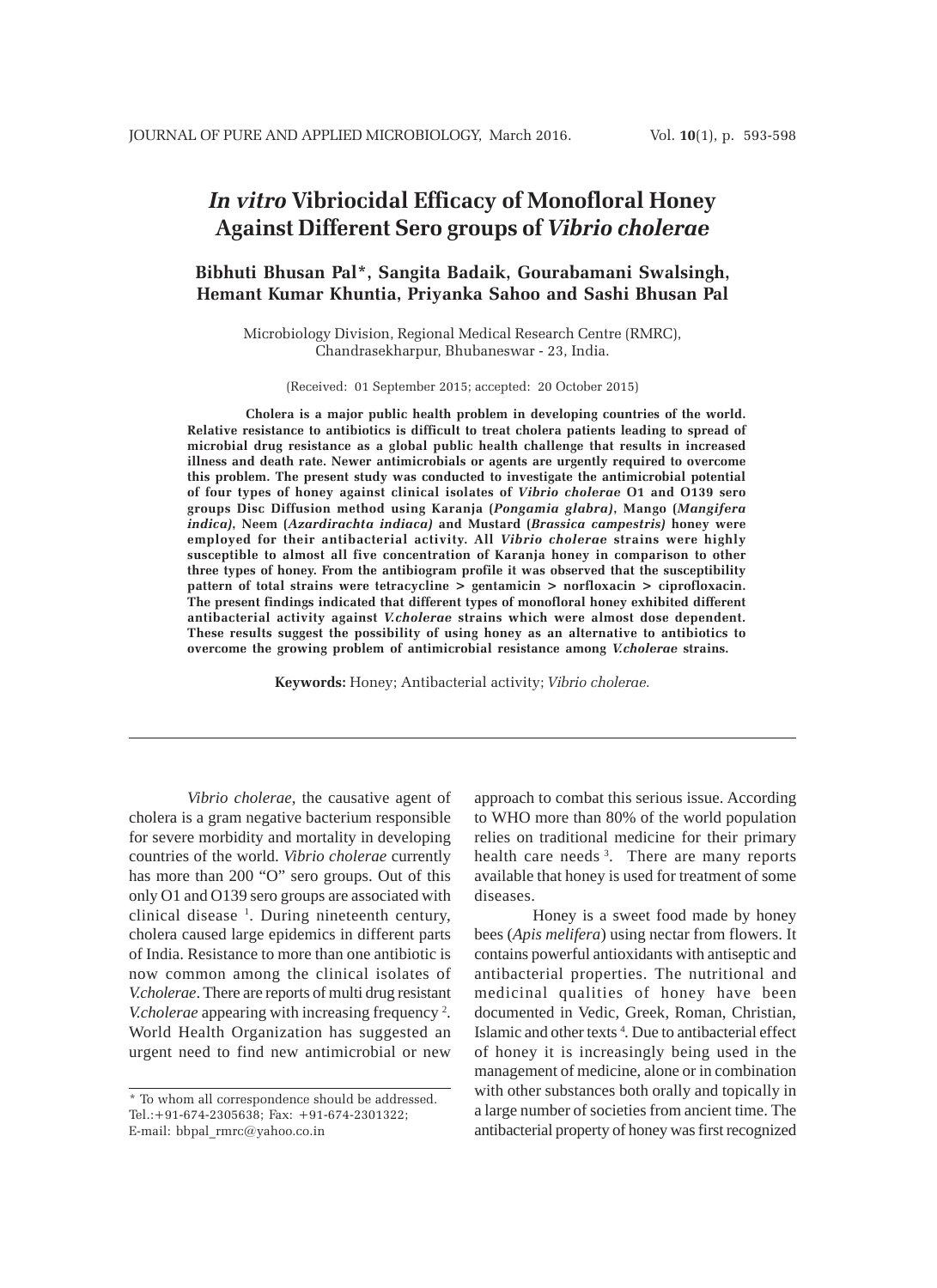# *In vitro* Vibriocidal Efficacy of Monofloral Honey Against Different Sero groups of *Vibrio cholerae*

**Bibhuti Bhusan Pal*, Sangita Badaik, Gourabamani Swalsingh, Hemant Kumar Khuntia, Priyanka Sahoo and Sashi Bhusan Pal**

Microbiology Division, Regional Medical Research Centre (RMRC), Chandrasekharpur, Bhubaneswar - 23, India.

(Received: 01 September 2015; accepted: 20 October 2015)

**Cholera is a major public health problem in developing countries of the world. Relative resistance to antibiotics is difficult to treat cholera patients leading to spread of microbial drug resistance as a global public health challenge that results in increased illness and death rate. Newer antimicrobials or agents are urgently required to overcome this problem. The present study was conducted to investigate the antimicrobial potential of four types of honey against clinical isolates of *Vibrio cholerae* O1 and O139 sero groups Disc Diffusion method using Karanja (*Pongamia glabra*), Mango (*Mangifera indica*), Neem (*Azardirachta indiaca*) and Mustard (*Brassica campestris*) honey were employed for their antibacterial activity. All *Vibrio cholerae* strains were highly susceptible to almost all five concentration of Karanja honey in comparison to other three types of honey. From the antibiogram profile it was observed that the susceptibility pattern of total strains were tetracycline > gentamicin > norfloxacin > ciprofloxacin. The present findings indicated that different types of monofloral honey exhibited different antibacterial activity against *V.cholerae* strains which were almost dose dependent. These results suggest the possibility of using honey as an alternative to antibiotics to overcome the growing problem of antimicrobial resistance among *V.cholerae* strains.**

**Keywords:** Honey; Antibacterial activity; *Vibrio cholerae.*

---

*Vibrio cholerae*, the causative agent of cholera is a gram negative bacterium responsible for severe morbidity and mortality in developing countries of the world. *Vibrio cholerae* currently has more than 200 "O" sero groups. Out of this only O1 and O139 sero groups are associated with clinical disease [1]. During nineteenth century, cholera caused large epidemics in different parts of India. Resistance to more than one antibiotic is now common among the clinical isolates of *V.cholerae*. There are reports of multi drug resistant *V.cholerae* appearing with increasing frequency [2]. World Health Organization has suggested an urgent need to find new antimicrobial or new approach to combat this serious issue. According to WHO more than 80% of the world population relies on traditional medicine for their primary health care needs [3]. There are many reports available that honey is used for treatment of some diseases.

Honey is a sweet food made by honey bees (*Apis melifera*) using nectar from flowers. It contains powerful antioxidants with antiseptic and antibacterial properties. The nutritional and medicinal qualities of honey have been documented in Vedic, Greek, Roman, Christian, Islamic and other texts [4]. Due to antibacterial effect of honey it is increasingly being used in the management of medicine, alone or in combination with other substances both orally and topically in a large number of societies from ancient time. The antibacterial property of honey was first recognized

---

* To whom all correspondence should be addressed.
Tel.:+91-674-2305638; Fax: +91-674-2301322;
E-mail: bbpal_rmrc@yahoo.co.in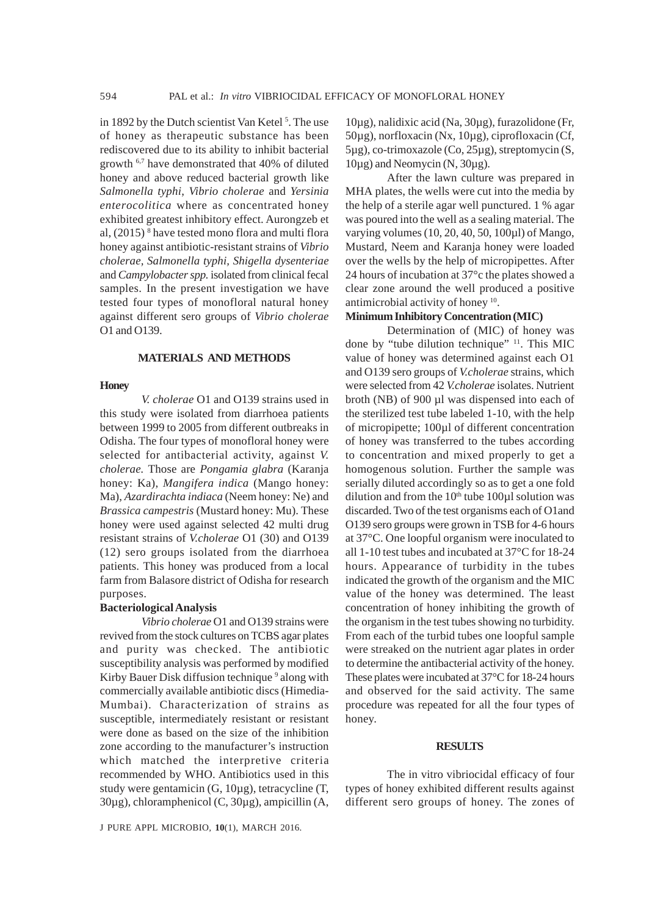in 1892 by the Dutch scientist Van Ketel [5]. The use of honey as therapeutic substance has been rediscovered due to its ability to inhibit bacterial growth [6,7] have demonstrated that 40% of diluted honey and above reduced bacterial growth like *Salmonella typhi*, *Vibrio cholerae* and *Yersinia enterocolitica* where as concentrated honey exhibited greatest inhibitory effect. Aurongzeb et al, (2015) [8] have tested mono flora and multi flora honey against antibiotic-resistant strains of *Vibrio cholerae, Salmonella typhi, Shigella dysenteriae* and *Campylobacter spp.* isolated from clinical fecal samples. In the present investigation we have tested four types of monofloral natural honey against different sero groups of *Vibrio cholerae* O1 and O139.

## MATERIALS AND METHODS

### Honey

*V. cholerae* O1 and O139 strains used in this study were isolated from diarrhoea patients between 1999 to 2005 from different outbreaks in Odisha. The four types of monofloral honey were selected for antibacterial activity, against *V. cholerae*. Those are *Pongamia glabra* (Karanja honey: Ka), *Mangifera indica* (Mango honey: Ma), *Azardirachta indiaca* (Neem honey: Ne) and *Brassica campestris* (Mustard honey: Mu). These honey were used against selected 42 multi drug resistant strains of *V.cholerae* O1 (30) and O139 (12) sero groups isolated from the diarrhoea patients. This honey was produced from a local farm from Balasore district of Odisha for research purposes.

### Bacteriological Analysis

*Vibrio cholerae* O1 and O139 strains were revived from the stock cultures on TCBS agar plates and purity was checked. The antibiotic susceptibility analysis was performed by modified Kirby Bauer Disk diffusion technique [9] along with commercially available antibiotic discs (Himedia-Mumbai). Characterization of strains as susceptible, intermediately resistant or resistant were done as based on the size of the inhibition zone according to the manufacturer's instruction which matched the interpretive criteria recommended by WHO. Antibiotics used in this study were gentamicin (G, 10µg), tetracycline (T, 30µg), chloramphenicol (C, 30µg), ampicillin (A, 10µg), nalidixic acid (Na, 30µg), furazolidone (Fr, 50µg), norfloxacin (Nx, 10µg), ciprofloxacin (Cf, 5µg), co-trimoxazole (Co, 25µg), streptomycin (S, 10µg) and Neomycin (N, 30µg).

After the lawn culture was prepared in MHA plates, the wells were cut into the media by the help of a sterile agar well punctured. 1 % agar was poured into the well as a sealing material. The varying volumes (10, 20, 40, 50, 100µl) of Mango, Mustard, Neem and Karanja honey were loaded over the wells by the help of micropipettes. After 24 hours of incubation at 37°c the plates showed a clear zone around the well produced a positive antimicrobial activity of honey [10].

### Minimum Inhibitory Concentration (MIC)

Determination of (MIC) of honey was done by "tube dilution technique" [11]. This MIC value of honey was determined against each O1 and O139 sero groups of *V.cholerae* strains, which were selected from 42 *V.cholerae* isolates. Nutrient broth (NB) of 900 µl was dispensed into each of the sterilized test tube labeled 1-10, with the help of micropipette; 100µl of different concentration of honey was transferred to the tubes according to concentration and mixed properly to get a homogenous solution. Further the sample was serially diluted accordingly so as to get a one fold dilution and from the 10$^{th}$ tube 100µl solution was discarded. Two of the test organisms each of O1and O139 sero groups were grown in TSB for 4-6 hours at 37°C. One loopful organism were inoculated to all 1-10 test tubes and incubated at 37°C for 18-24 hours. Appearance of turbidity in the tubes indicated the growth of the organism and the MIC value of the honey was determined. The least concentration of honey inhibiting the growth of the organism in the test tubes showing no turbidity. From each of the turbid tubes one loopful sample were streaked on the nutrient agar plates in order to determine the antibacterial activity of the honey. These plates were incubated at 37°C for 18-24 hours and observed for the said activity. The same procedure was repeated for all the four types of honey.

## RESULTS

The in vitro vibriocidal efficacy of four types of honey exhibited different results against different sero groups of honey. The zones of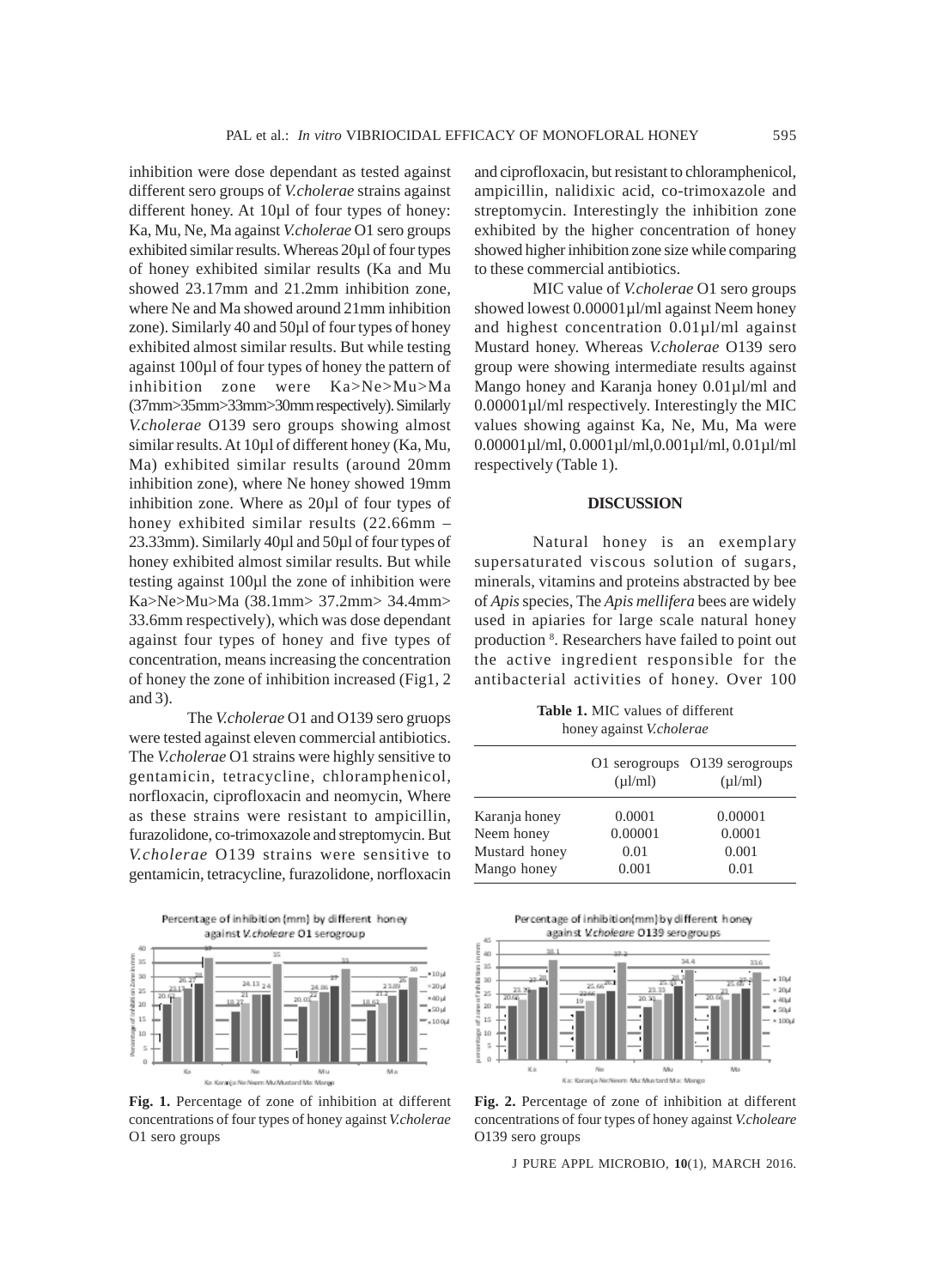inhibition were dose dependant as tested against different sero groups of *V.cholerae* strains against different honey. At 10µl of four types of honey: Ka, Mu, Ne, Ma against *V.cholerae* O1 sero groups exhibited similar results. Whereas 20µl of four types of honey exhibited similar results (Ka and Mu showed 23.17mm and 21.2mm inhibition zone, where Ne and Ma showed around 21mm inhibition zone). Similarly 40 and 50µl of four types of honey exhibited almost similar results. But while testing against 100µl of four types of honey the pattern of inhibition zone were Ka>Ne>Mu>Ma (37mm>35mm>33mm>30mm respectively). Similarly *V.cholerae* O139 sero groups showing almost similar results. At 10µl of different honey (Ka, Mu, Ma) exhibited similar results (around 20mm inhibition zone), where Ne honey showed 19mm inhibition zone. Where as 20µl of four types of honey exhibited similar results (22.66mm – 23.33mm). Similarly 40µl and 50µl of four types of honey exhibited almost similar results. But while testing against 100µl the zone of inhibition were Ka>Ne>Mu>Ma (38.1mm> 37.2mm> 34.4mm> 33.6mm respectively), which was dose dependant against four types of honey and five types of concentration, means increasing the concentration of honey the zone of inhibition increased (Fig1, 2 and 3).

The *V.cholerae* O1 and O139 sero gruops were tested against eleven commercial antibiotics. The *V.cholerae* O1 strains were highly sensitive to gentamicin, tetracycline, chloramphenicol, norfloxacin, ciprofloxacin and neomycin, Where as these strains were resistant to ampicillin, furazolidone, co-trimoxazole and streptomycin. But *V.cholerae* O139 strains were sensitive to gentamicin, tetracycline, furazolidone, norfloxacin and ciprofloxacin, but resistant to chloramphenicol, ampicillin, nalidixic acid, co-trimoxazole and streptomycin. Interestingly the inhibition zone exhibited by the higher concentration of honey showed higher inhibition zone size while comparing to these commercial antibiotics.

MIC value of *V.cholerae* O1 sero groups showed lowest 0.00001µl/ml against Neem honey and highest concentration 0.01µl/ml against Mustard honey. Whereas *V.cholerae* O139 sero group were showing intermediate results against Mango honey and Karanja honey 0.01µl/ml and 0.00001µl/ml respectively. Interestingly the MIC values showing against Ka, Ne, Mu, Ma were 0.00001µl/ml, 0.0001µl/ml,0.001µl/ml, 0.01µl/ml respectively (Table 1).

## DISCUSSION

Natural honey is an exemplary supersaturated viscous solution of sugars, minerals, vitamins and proteins abstracted by bee of *Apis* species, The *Apis mellifera* bees are widely used in apiaries for large scale natural honey production [8]. Researchers have failed to point out the active ingredient responsible for the antibacterial activities of honey. Over 100

**Table 1.** MIC values of different honey against *V.cholerae*

| | O1 serogroups (µl/ml) | O139 serogroups (µl/ml) |
|---|---|---|
| Karanja honey | 0.0001 | 0.00001 |
| Neem honey | 0.00001 | 0.0001 |
| Mustard honey | 0.01 | 0.001 |
| Mango honey | 0.001 | 0.01 |

**Fig. 1.** Percentage of zone of inhibition at different concentrations of four types of honey against *V.cholerae* O1 sero groups

**Fig. 2.** Percentage of zone of inhibition at different concentrations of four types of honey against *V.choleare* O139 sero groups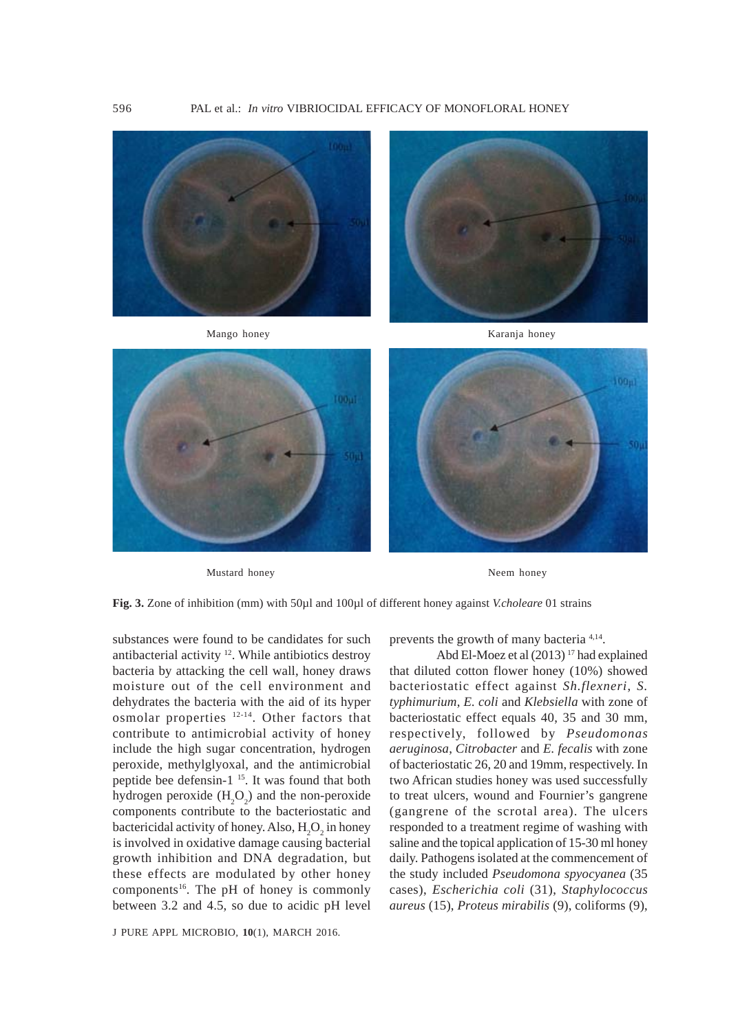Mango honey

Karanja honey

Mustard honey

Neem honey

**Fig. 3.** Zone of inhibition (mm) with 50µl and 100µl of different honey against *V.choleare* 01 strains

substances were found to be candidates for such antibacterial activity [12]. While antibiotics destroy bacteria by attacking the cell wall, honey draws moisture out of the cell environment and dehydrates the bacteria with the aid of its hyper osmolar properties [12-14]. Other factors that contribute to antimicrobial activity of honey include the high sugar concentration, hydrogen peroxide, methylglyoxal, and the antimicrobial peptide bee defensin-1 [15]. It was found that both hydrogen peroxide ($H_2O_2$) and the non-peroxide components contribute to the bacteriostatic and bactericidal activity of honey. Also, $H_2O_2$ in honey is involved in oxidative damage causing bacterial growth inhibition and DNA degradation, but these effects are modulated by other honey components[16]. The pH of honey is commonly between 3.2 and 4.5, so due to acidic pH level prevents the growth of many bacteria [4,14].

Abd El-Moez et al (2013) [17] had explained that diluted cotton flower honey (10%) showed bacteriostatic effect against *Sh.flexneri*, *S. typhimurium*, *E. coli* and *Klebsiella* with zone of bacteriostatic effect equals 40, 35 and 30 mm, respectively, followed by *Pseudomonas aeruginosa*, *Citrobacter* and *E. fecalis* with zone of bacteriostatic 26, 20 and 19mm, respectively. In two African studies honey was used successfully to treat ulcers, wound and Fournier's gangrene (gangrene of the scrotal area). The ulcers responded to a treatment regime of washing with saline and the topical application of 15-30 ml honey daily. Pathogens isolated at the commencement of the study included *Pseudomona spyocyanea* (35 cases), *Escherichia coli* (31), *Staphylococcus aureus* (15), *Proteus mirabilis* (9), coliforms (9),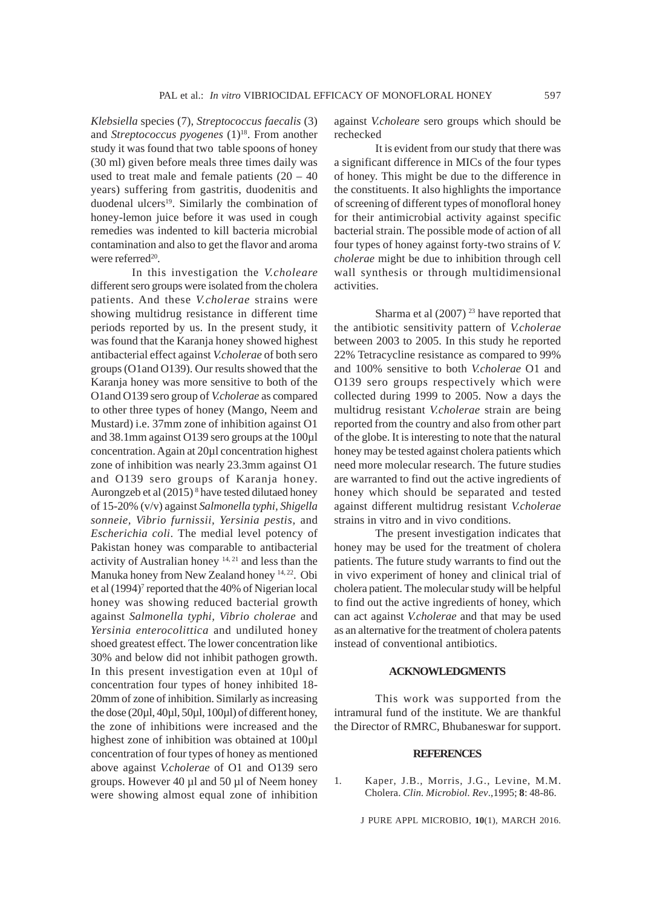*Klebsiella* species (7), *Streptococcus faecalis* (3) and *Streptococcus pyogenes* (1)[18]. From another study it was found that two table spoons of honey (30 ml) given before meals three times daily was used to treat male and female patients (20 – 40 years) suffering from gastritis, duodenitis and duodenal ulcers[19]. Similarly the combination of honey-lemon juice before it was used in cough remedies was indented to kill bacteria microbial contamination and also to get the flavor and aroma were referred[20].

In this investigation the *V.choleare* different sero groups were isolated from the cholera patients. And these *V.cholerae* strains were showing multidrug resistance in different time periods reported by us. In the present study, it was found that the Karanja honey showed highest antibacterial effect against *V.cholerae* of both sero groups (O1and O139). Our results showed that the Karanja honey was more sensitive to both of the O1and O139 sero group of *V.cholerae* as compared to other three types of honey (Mango, Neem and Mustard) i.e. 37mm zone of inhibition against O1 and 38.1mm against O139 sero groups at the 100µl concentration. Again at 20µl concentration highest zone of inhibition was nearly 23.3mm against O1 and O139 sero groups of Karanja honey. Aurongzeb et al (2015)[8] have tested dilutaed honey of 15-20% (v/v) against *Salmonella typhi, Shigella sonneie, Vibrio furnissii, Yersinia pestis,* and *Escherichia coli*. The medial level potency of Pakistan honey was comparable to antibacterial activity of Australian honey [14, 21] and less than the Manuka honey from New Zealand honey [14, 22]. Obi et al (1994)[7] reported that the 40% of Nigerian local honey was showing reduced bacterial growth against *Salmonella typhi, Vibrio cholerae* and *Yersinia enterocolittica* and undiluted honey shoed greatest effect. The lower concentration like 30% and below did not inhibit pathogen growth. In this present investigation even at 10µl of concentration four types of honey inhibited 18-20mm of zone of inhibition. Similarly as increasing the dose (20µl, 40µl, 50µl, 100µl) of different honey, the zone of inhibitions were increased and the highest zone of inhibition was obtained at 100µl concentration of four types of honey as mentioned above against *V.cholerae* of O1 and O139 sero groups. However 40 µl and 50 µl of Neem honey were showing almost equal zone of inhibition against *V.choleare* sero groups which should be rechecked

It is evident from our study that there was a significant difference in MICs of the four types of honey. This might be due to the difference in the constituents. It also highlights the importance of screening of different types of monofloral honey for their antimicrobial activity against specific bacterial strain. The possible mode of action of all four types of honey against forty-two strains of *V. cholerae* might be due to inhibition through cell wall synthesis or through multidimensional activities.

Sharma et al (2007) [23] have reported that the antibiotic sensitivity pattern of *V.cholerae* between 2003 to 2005. In this study he reported 22% Tetracycline resistance as compared to 99% and 100% sensitive to both *V.cholerae* O1 and O139 sero groups respectively which were collected during 1999 to 2005. Now a days the multidrug resistant *V.cholerae* strain are being reported from the country and also from other part of the globe. It is interesting to note that the natural honey may be tested against cholera patients which need more molecular research. The future studies are warranted to find out the active ingredients of honey which should be separated and tested against different multidrug resistant *V.cholerae* strains in vitro and in vivo conditions.

The present investigation indicates that honey may be used for the treatment of cholera patients. The future study warrants to find out the in vivo experiment of honey and clinical trial of cholera patient. The molecular study will be helpful to find out the active ingredients of honey, which can act against *V.cholerae* and that may be used as an alternative for the treatment of cholera patents instead of conventional antibiotics.

## ACKNOWLEDGMENTS

This work was supported from the intramural fund of the institute. We are thankful the Director of RMRC, Bhubaneswar for support.

## REFERENCES

1. Kaper, J.B., Morris, J.G., Levine, M.M. Cholera. *Clin. Microbiol. Rev*.,1995; **8**: 48-86.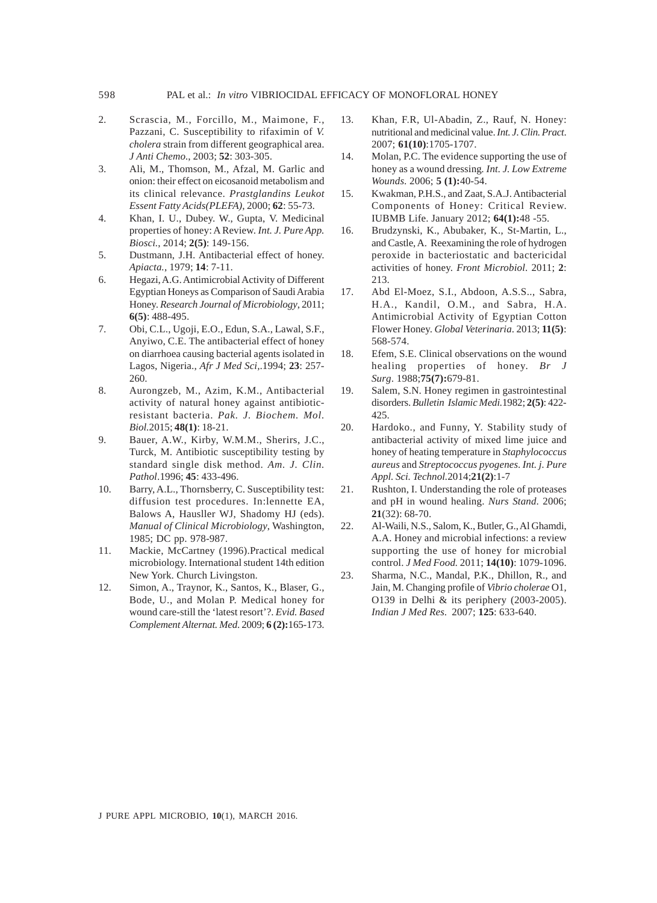2. Scrascia, M., Forcillo, M., Maimone, F., Pazzani, C. Susceptibility to rifaximin of *V. cholera* strain from different geographical area. *J Anti Chemo*., 2003; **52**: 303-305.
3. Ali, M., Thomson, M., Afzal, M. Garlic and onion: their effect on eicosanoid metabolism and its clinical relevance. *Prastglandins Leukot Essent Fatty Acids(PLEFA)*, 2000; **62**: 55-73.
4. Khan, I. U., Dubey. W., Gupta, V. Medicinal properties of honey: A Review. *Int. J. Pure App. Biosci.*, 2014; **2(5)**: 149-156.
5. Dustmann, J.H. Antibacterial effect of honey. *Apiacta.*, 1979; **14**: 7-11.
6. Hegazi, A.G. Antimicrobial Activity of Different Egyptian Honeys as Comparison of Saudi Arabia Honey. *Research Journal of Microbiology*, 2011; **6(5)**: 488-495.
7. Obi, C.L., Ugoji, E.O., Edun, S.A., Lawal, S.F., Anyiwo, C.E. The antibacterial effect of honey on diarrhoea causing bacterial agents isolated in Lagos, Nigeria., *Afr J Med Sci*,.1994; **23**: 257-260.
8. Aurongzeb, M., Azim, K.M., Antibacterial activity of natural honey against antibiotic-resistant bacteria. *Pak. J. Biochem. Mol. Biol.*2015; **48(1)**: 18-21.
9. Bauer, A.W., Kirby, W.M.M., Sherirs, J.C., Turck, M. Antibiotic susceptibility testing by standard single disk method. *Am. J. Clin. Pathol*.1996; **45**: 433-496.
10. Barry, A.L., Thornsberry, C. Susceptibility test: diffusion test procedures. In:lennette EA, Balows A, Hausller WJ, Shadomy HJ (eds). *Manual of Clinical Microbiology*, Washington, 1985; DC pp. 978-987.
11. Mackie, McCartney (1996).Practical medical microbiology. International student 14th edition New York. Church Livingston.
12. Simon, A., Traynor, K., Santos, K., Blaser, G., Bode, U., and Molan P. Medical honey for wound care-still the 'latest resort'?. *Evid. Based Complement Alternat. Med.* 2009; **6 (2):**165-173.
13. Khan, F.R, Ul-Abadin, Z., Rauf, N. Honey: nutritional and medicinal value. *Int. J. Clin. Pract*. 2007; **61(10)**:1705-1707.
14. Molan, P.C. The evidence supporting the use of honey as a wound dressing. *Int. J. Low Extreme Wounds*. 2006; **5 (1):**40-54.
15. Kwakman, P.H.S., and Zaat, S.A.J. Antibacterial Components of Honey: Critical Review. IUBMB Life. January 2012; **64(1):**48 -55.
16. Brudzynski, K., Abubaker, K., St-Martin, L., and Castle, A. Reexamining the role of hydrogen peroxide in bacteriostatic and bactericidal activities of honey. *Front Microbiol*. 2011; **2**: 213.
17. Abd El-Moez, S.I., Abdoon, A.S.S.., Sabra, H.A., Kandil, O.M., and Sabra, H.A. Antimicrobial Activity of Egyptian Cotton Flower Honey. *Global Veterinaria*. 2013; **11(5)**: 568-574.
18. Efem, S.E. Clinical observations on the wound healing properties of honey. *Br J Surg*. 1988;**75(7):**679-81.
19. Salem, S.N. Honey regimen in gastrointestinal disorders. *Bulletin Islamic Medi.*1982; **2(5)**: 422-425.
20. Hardoko., and Funny, Y. Stability study of antibacterial activity of mixed lime juice and honey of heating temperature in *Staphylococcus aureus* and *Streptococcus pyogenes*. *Int. j. Pure Appl. Sci. Technol.*2014;**21(2)**:1-7
21. Rushton, I. Understanding the role of proteases and pH in wound healing. *Nurs Stand*. 2006; **21**(32): 68-70.
22. Al-Waili, N.S., Salom, K., Butler, G., Al Ghamdi, A.A. Honey and microbial infections: a review supporting the use of honey for microbial control. *J Med Food.* 2011; **14(10)**: 1079-1096.
23. Sharma, N.C., Mandal, P.K., Dhillon, R., and Jain, M. Changing profile of *Vibrio cholerae* O1, O139 in Delhi & its periphery (2003-2005). *Indian J Med Res*. 2007; **125**: 633-640.